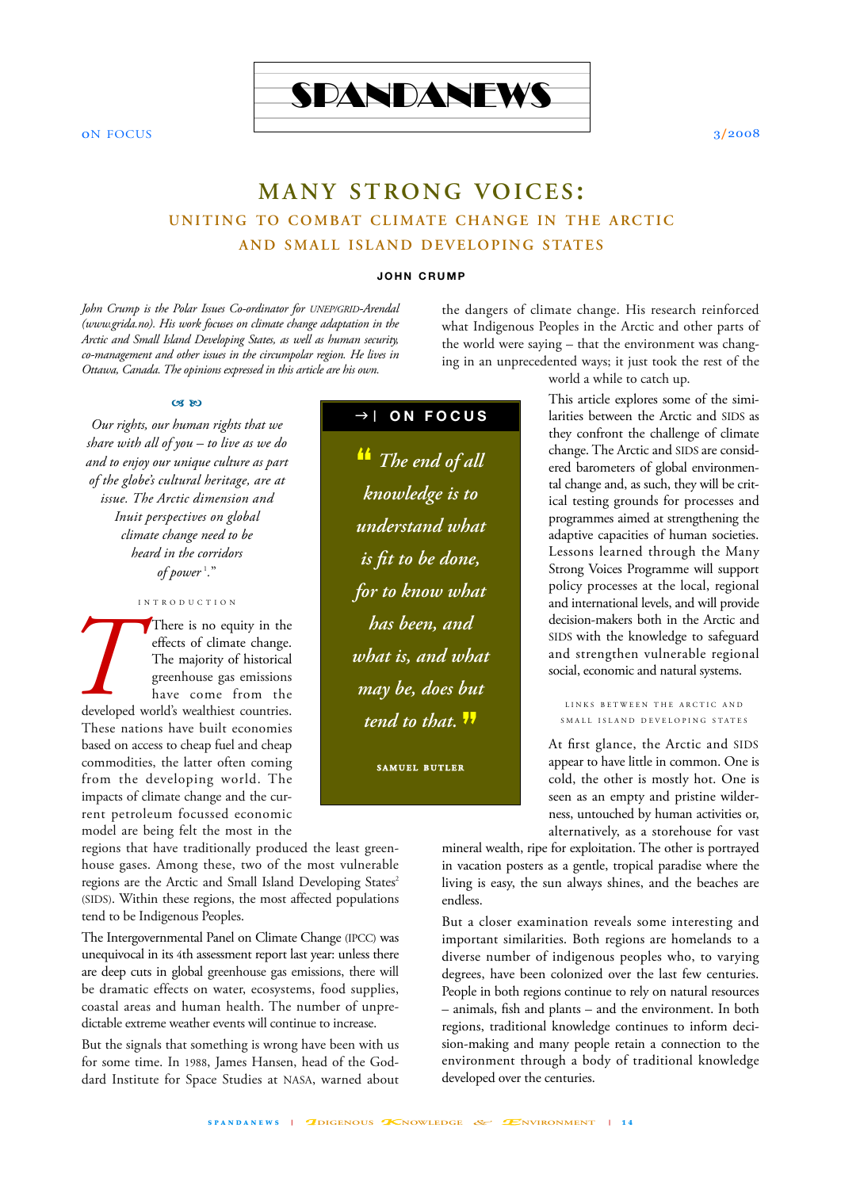# MANY STRONG VOICES:

## UNITING TO COMBAT CLIMATE CHANGE IN THE ARCTIC AND SMALL ISLAND DEVELOPING STATES

**JOHN CRUMP**

*John Crump is the Polar Issues Co-ordinator for UNEP/GRID-Arendal (www.grida.no). His work focuses on climate change adaptation in the Arctic and Small Island Developing States, as well as human security, co-management and other issues in the circumpolar region. He lives in Ottawa, Canada. The opinions expressed in this article are his own.*

*Our rights, our human rights that we share with all of you – to live as we do and to enjoy our unique culture as part of the globe's cultural heritage, are at issue. The Arctic dimension and Inuit perspectives on global climate change need to be heard in the corridors of power* [1]."

### INTRODUCTION

There is no equity in the effects of climate change. The majority of historical greenhouse gas emissions have come from the developed world's wealthiest countries. These nations have built economies based on access to cheap fuel and cheap commodities, the latter often coming from the developing world. The impacts of climate change and the current petroleum focussed economic model are being felt the most in the regions that have traditionally produced the least greenhouse gases. Among these, two of the most vulnerable regions are the Arctic and Small Island Developing States[2] (SIDS). Within these regions, the most affected populations tend to be Indigenous Peoples.

> **→| ON FOCUS**
>
> *"The end of all knowledge is to understand what is fit to be done, for to know what has been, and what is, and what may be, does but tend to that."*
>
> SAMUEL BUTLER

The Intergovernmental Panel on Climate Change (IPCC) was unequivocal in its 4th assessment report last year: unless there are deep cuts in global greenhouse gas emissions, there will be dramatic effects on water, ecosystems, food supplies, coastal areas and human health. The number of unpredictable extreme weather events will continue to increase.

But the signals that something is wrong have been with us for some time. In 1988, James Hansen, head of the Goddard Institute for Space Studies at NASA, warned about the dangers of climate change. His research reinforced what Indigenous Peoples in the Arctic and other parts of the world were saying – that the environment was changing in an unprecedented ways; it just took the rest of the world a while to catch up.

This article explores some of the similarities between the Arctic and SIDS as they confront the challenge of climate change. The Arctic and SIDS are considered barometers of global environmental change and, as such, they will be critical testing grounds for processes and programmes aimed at strengthening the adaptive capacities of human societies. Lessons learned through the Many Strong Voices Programme will support policy processes at the local, regional and international levels, and will provide decision-makers both in the Arctic and SIDS with the knowledge to safeguard and strengthen vulnerable regional social, economic and natural systems.

### LINKS BETWEEN THE ARCTIC AND SMALL ISLAND DEVELOPING STATES

At first glance, the Arctic and SIDS appear to have little in common. One is cold, the other is mostly hot. One is seen as an empty and pristine wilderness, untouched by human activities or, alternatively, as a storehouse for vast mineral wealth, ripe for exploitation. The other is portrayed in vacation posters as a gentle, tropical paradise where the living is easy, the sun always shines, and the beaches are endless.

But a closer examination reveals some interesting and important similarities. Both regions are homelands to a diverse number of indigenous peoples who, to varying degrees, have been colonized over the last few centuries. People in both regions continue to rely on natural resources – animals, fish and plants – and the environment. In both regions, traditional knowledge continues to inform decision-making and many people retain a connection to the environment through a body of traditional knowledge developed over the centuries.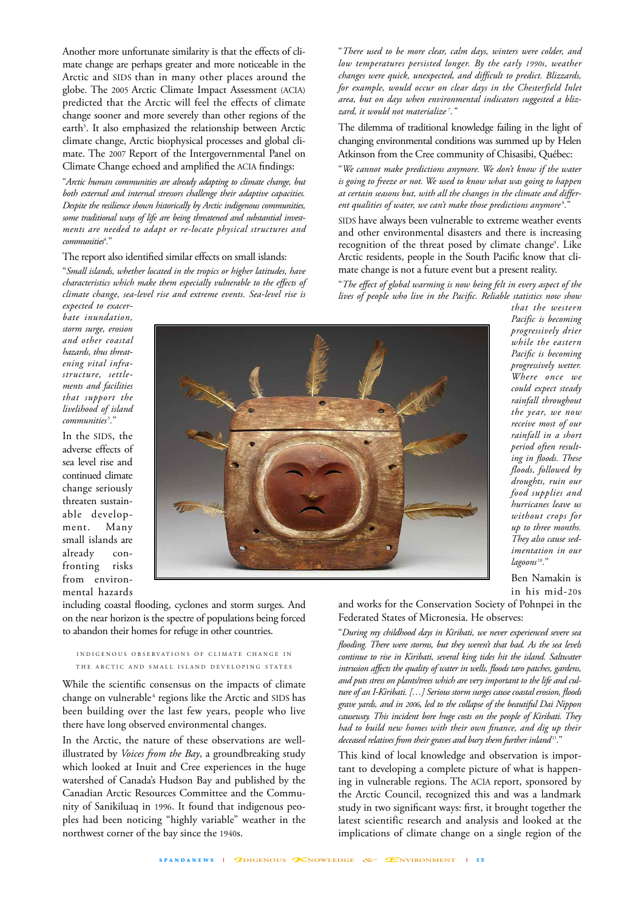Another more unfortunate similarity is that the effects of climate change are perhaps greater and more noticeable in the Arctic and SIDS than in many other places around the globe. The 2005 Arctic Climate Impact Assessment (ACIA) predicted that the Arctic will feel the effects of climate change sooner and more severely than other regions of the earth[3]. It also emphasized the relationship between Arctic climate change, Arctic biophysical processes and global climate. The 2007 Report of the Intergovernmental Panel on Climate Change echoed and amplified the ACIA findings:

"*Arctic human communities are already adapting to climate change, but both external and internal stressors challenge their adaptive capacities. Despite the resilience shown historically by Arctic indigenous communities, some traditional ways of life are being threatened and substantial investments are needed to adapt or re-locate physical structures and communities*[4]."

The report also identified similar effects on small islands:

"*Small islands, whether located in the tropics or higher latitudes, have characteristics which make them especially vulnerable to the effects of climate change, sea-level rise and extreme events. Sea-level rise is expected to exacerbate inundation, storm surge, erosion and other coastal hazards, thus threatening vital infrastructure, settlements and facilities that support the livelihood of island communities*[5]."

In the SIDS, the adverse effects of sea level rise and continued climate change seriously threaten sustainable development. Many small islands are already confronting risks from environmental hazards including coastal flooding, cyclones and storm surges. And on the near horizon is the spectre of populations being forced to abandon their homes for refuge in other countries.

## INDIGENOUS OBSERVATIONS OF CLIMATE CHANGE IN THE ARCTIC AND SMALL ISLAND DEVELOPING STATES

While the scientific consensus on the impacts of climate change on vulnerable[6] regions like the Arctic and SIDS has been building over the last few years, people who live there have long observed environmental changes.

In the Arctic, the nature of these observations are well-illustrated by *Voices from the Bay*, a groundbreaking study which looked at Inuit and Cree experiences in the huge watershed of Canada's Hudson Bay and published by the Canadian Arctic Resources Committee and the Community of Sanikiluaq in 1996. It found that indigenous peoples had been noticing "highly variable" weather in the northwest corner of the bay since the 1940s.

"*There used to be more clear, calm days, winters were colder, and low temperatures persisted longer. By the early 1990s, weather changes were quick, unexpected, and difficult to predict. Blizzards, for example, would occur on clear days in the Chesterfield Inlet area, but on days when environmental indicators suggested a blizzard, it would not materialize*[7]*.*"

The dilemma of traditional knowledge failing in the light of changing environmental conditions was summed up by Helen Atkinson from the Cree community of Chisasibi, Québec:

"*We cannot make predictions anymore. We don't know if the water is going to freeze or not. We used to know what was going to happen at certain seasons but, with all the changes in the climate and different qualities of water, we can't make those predictions anymore*[8]."

SIDS have always been vulnerable to extreme weather events and other environmental disasters and there is increasing recognition of the threat posed by climate change[9]. Like Arctic residents, people in the South Pacific know that climate change is not a future event but a present reality.

"*The effect of global warming is now being felt in every aspect of the lives of people who live in the Pacific. Reliable statistics now show that the western Pacific is becoming progressively drier while the eastern Pacific is becoming progressively wetter. Where once we could expect steady rainfall throughout the year, we now receive most of our rainfall in a short period often resulting in floods. These floods, followed by droughts, ruin our food supplies and hurricanes leave us without crops for up to three months. They also cause sedimentation in our lagoons*[10]."

Ben Namakin is in his mid-20s and works for the Conservation Society of Pohnpei in the Federated States of Micronesia. He observes:

"*During my childhood days in Kiribati, we never experienced severe sea flooding. There were storms, but they weren't that bad. As the sea levels continue to rise in Kiribati, several king tides hit the island. Saltwater intrusion affects the quality of water in wells, floods taro patches, gardens, and puts stress on plants/trees which are very important to the life and culture of an I-Kiribati. […] Serious storm surges cause coastal erosion, floods grave yards, and in 2006, led to the collapse of the beautiful Dai Nippon causeway. This incident bore huge costs on the people of Kiribati. They had to build new homes with their own finance, and dig up their deceased relatives from their graves and bury them further inland*[11]."

This kind of local knowledge and observation is important to developing a complete picture of what is happening in vulnerable regions. The ACIA report, sponsored by the Arctic Council, recognized this and was a landmark study in two significant ways: first, it brought together the latest scientific research and analysis and looked at the implications of climate change on a single region of the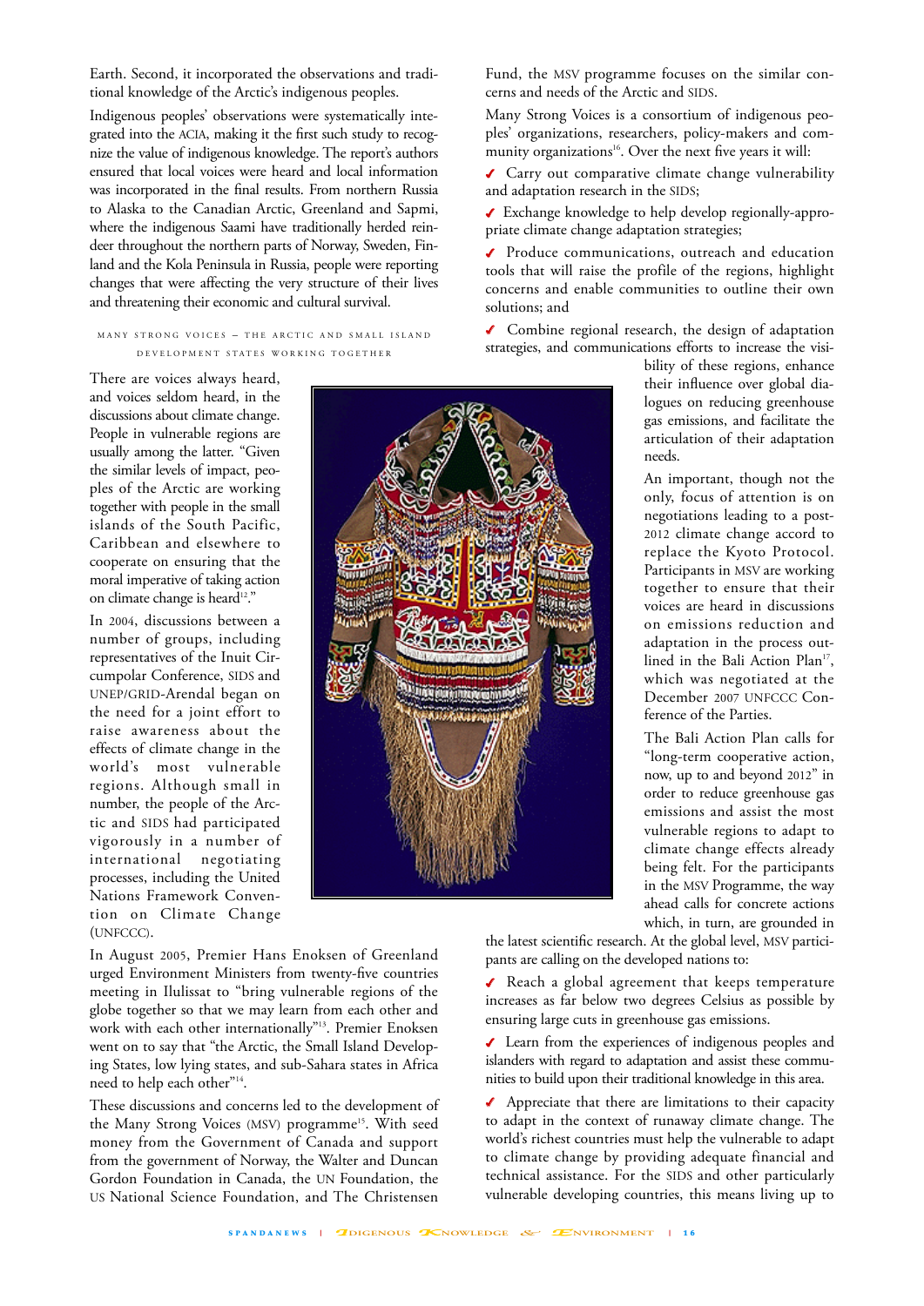Earth. Second, it incorporated the observations and traditional knowledge of the Arctic's indigenous peoples.

Indigenous peoples' observations were systematically integrated into the ACIA, making it the first such study to recognize the value of indigenous knowledge. The report's authors ensured that local voices were heard and local information was incorporated in the final results. From northern Russia to Alaska to the Canadian Arctic, Greenland and Sapmi, where the indigenous Saami have traditionally herded reindeer throughout the northern parts of Norway, Sweden, Finland and the Kola Peninsula in Russia, people were reporting changes that were affecting the very structure of their lives and threatening their economic and cultural survival.

## MANY STRONG VOICES – THE ARCTIC AND SMALL ISLAND DEVELOPMENT STATES WORKING TOGETHER

There are voices always heard, and voices seldom heard, in the discussions about climate change. People in vulnerable regions are usually among the latter. "Given the similar levels of impact, peoples of the Arctic are working together with people in the small islands of the South Pacific, Caribbean and elsewhere to cooperate on ensuring that the moral imperative of taking action on climate change is heard[12]."

In 2004, discussions between a number of groups, including representatives of the Inuit Circumpolar Conference, SIDS and UNEP/GRID-Arendal began on the need for a joint effort to raise awareness about the effects of climate change in the world's most vulnerable regions. Although small in number, the people of the Arctic and SIDS had participated vigorously in a number of international negotiating processes, including the United Nations Framework Convention on Climate Change (UNFCCC).

In August 2005, Premier Hans Enoksen of Greenland urged Environment Ministers from twenty-five countries meeting in Ilulissat to "bring vulnerable regions of the globe together so that we may learn from each other and work with each other internationally"[13]. Premier Enoksen went on to say that "the Arctic, the Small Island Developing States, low lying states, and sub-Sahara states in Africa need to help each other"[14].

These discussions and concerns led to the development of the Many Strong Voices (MSV) programme[15]. With seed money from the Government of Canada and support from the government of Norway, the Walter and Duncan Gordon Foundation in Canada, the UN Foundation, the US National Science Foundation, and The Christensen Fund, the MSV programme focuses on the similar concerns and needs of the Arctic and SIDS.

Many Strong Voices is a consortium of indigenous peoples' organizations, researchers, policy-makers and community organizations[16]. Over the next five years it will:

- ✓ Carry out comparative climate change vulnerability and adaptation research in the SIDS;
- ✓ Exchange knowledge to help develop regionally-appropriate climate change adaptation strategies;
- ✓ Produce communications, outreach and education tools that will raise the profile of the regions, highlight concerns and enable communities to outline their own solutions; and
- ✓ Combine regional research, the design of adaptation strategies, and communications efforts to increase the visibility of these regions, enhance their influence over global dialogues on reducing greenhouse gas emissions, and facilitate the articulation of their adaptation needs.

An important, though not the only, focus of attention is on negotiations leading to a post-2012 climate change accord to replace the Kyoto Protocol. Participants in MSV are working together to ensure that their voices are heard in discussions on emissions reduction and adaptation in the process outlined in the Bali Action Plan[17], which was negotiated at the December 2007 UNFCCC Conference of the Parties.

The Bali Action Plan calls for "long-term cooperative action, now, up to and beyond 2012" in order to reduce greenhouse gas emissions and assist the most vulnerable regions to adapt to climate change effects already being felt. For the participants in the MSV Programme, the way ahead calls for concrete actions which, in turn, are grounded in the latest scientific research. At the global level, MSV participants are calling on the developed nations to:

- ✓ Reach a global agreement that keeps temperature increases as far below two degrees Celsius as possible by ensuring large cuts in greenhouse gas emissions.
- ✓ Learn from the experiences of indigenous peoples and islanders with regard to adaptation and assist these communities to build upon their traditional knowledge in this area.
- ✓ Appreciate that there are limitations to their capacity to adapt in the context of runaway climate change. The world's richest countries must help the vulnerable to adapt to climate change by providing adequate financial and technical assistance. For the SIDS and other particularly vulnerable developing countries, this means living up to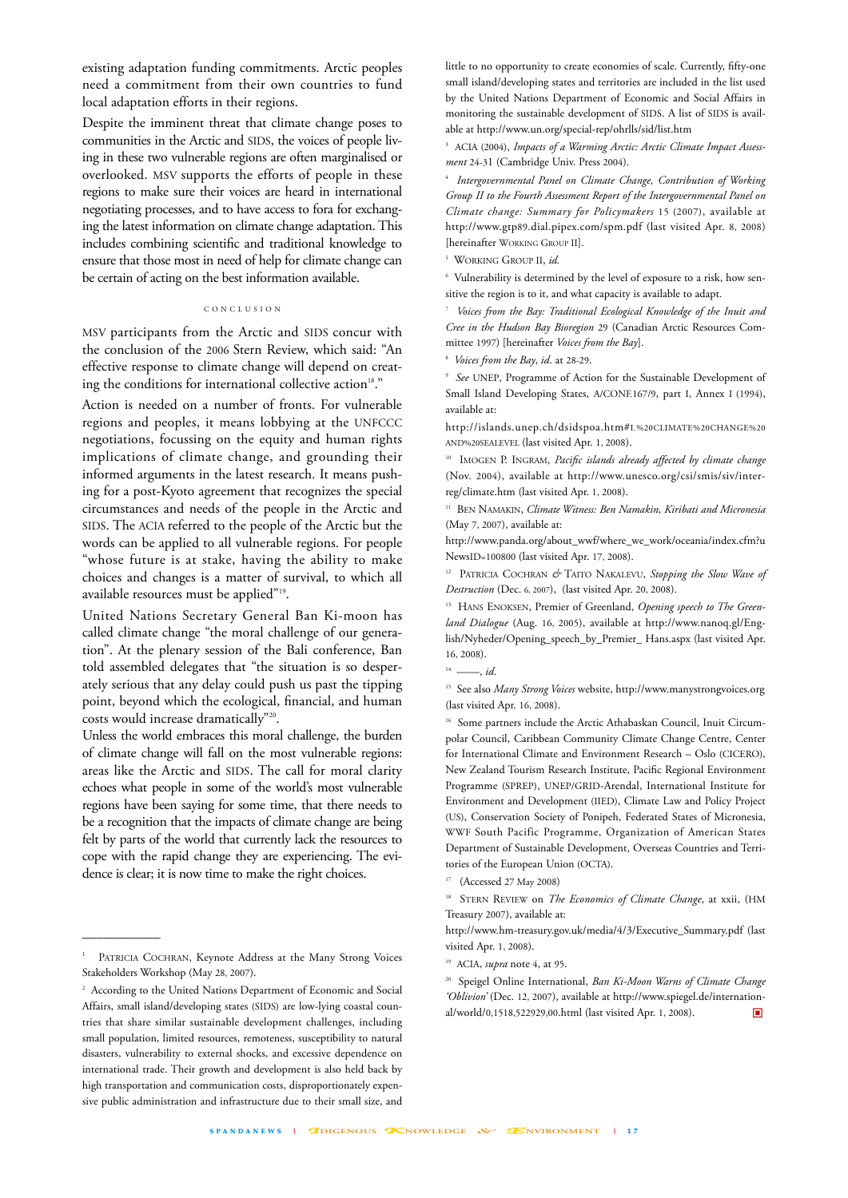existing adaptation funding commitments. Arctic peoples need a commitment from their own countries to fund local adaptation efforts in their regions.

Despite the imminent threat that climate change poses to communities in the Arctic and SIDS, the voices of people living in these two vulnerable regions are often marginalised or overlooked. MSV supports the efforts of people in these regions to make sure their voices are heard in international negotiating processes, and to have access to fora for exchanging the latest information on climate change adaptation. This includes combining scientific and traditional knowledge to ensure that those most in need of help for climate change can be certain of acting on the best information available.

## CONCLUSION

MSV participants from the Arctic and SIDS concur with the conclusion of the 2006 Stern Review, which said: "An effective response to climate change will depend on creating the conditions for international collective action[18]."

Action is needed on a number of fronts. For vulnerable regions and peoples, it means lobbying at the UNFCCC negotiations, focussing on the equity and human rights implications of climate change, and grounding their informed arguments in the latest research. It means pushing for a post-Kyoto agreement that recognizes the special circumstances and needs of the people in the Arctic and SIDS. The ACIA referred to the people of the Arctic but the words can be applied to all vulnerable regions. For people "whose future is at stake, having the ability to make choices and changes is a matter of survival, to which all available resources must be applied"[19].

United Nations Secretary General Ban Ki-moon has called climate change "the moral challenge of our generation". At the plenary session of the Bali conference, Ban told assembled delegates that "the situation is so desperately serious that any delay could push us past the tipping point, beyond which the ecological, financial, and human costs would increase dramatically"[20].

Unless the world embraces this moral challenge, the burden of climate change will fall on the most vulnerable regions: areas like the Arctic and SIDS. The call for moral clarity echoes what people in some of the world's most vulnerable regions have been saying for some time, that there needs to be a recognition that the impacts of climate change are being felt by parts of the world that currently lack the resources to cope with the rapid change they are experiencing. The evidence is clear; it is now time to make the right choices.

---

[1] PATRICIA COCHRAN, Keynote Address at the Many Strong Voices Stakeholders Workshop (May 28, 2007).

[2] According to the United Nations Department of Economic and Social Affairs, small island/developing states (SIDS) are low-lying coastal countries that share similar sustainable development challenges, including small population, limited resources, remoteness, susceptibility to natural disasters, vulnerability to external shocks, and excessive dependence on international trade. Their growth and development is also held back by high transportation and communication costs, disproportionately expensive public administration and infrastructure due to their small size, and little to no opportunity to create economies of scale. Currently, fifty-one small island/developing states and territories are included in the list used by the United Nations Department of Economic and Social Affairs in monitoring the sustainable development of SIDS. A list of SIDS is available at http://www.un.org/special-rep/ohrlls/sid/list.htm

[3] ACIA (2004), *Impacts of a Warming Arctic: Arctic Climate Impact Assessment* 24-31 (Cambridge Univ. Press 2004).

[4] *Intergovernmental Panel on Climate Change, Contribution of Working Group II to the Fourth Assessment Report of the Intergovernmental Panel on Climate change: Summary for Policymakers* 15 (2007), available at http://www.gtp89.dial.pipex.com/spm.pdf (last visited Apr. 8, 2008) [hereinafter WORKING GROUP II].

[5] WORKING GROUP II, *id.*

[6] Vulnerability is determined by the level of exposure to a risk, how sensitive the region is to it, and what capacity is available to adapt.

[7] *Voices from the Bay: Traditional Ecological Knowledge of the Inuit and Cree in the Hudson Bay Bioregion* 29 (Canadian Arctic Resources Committee 1997) [hereinafter *Voices from the Bay*].

[8] *Voices from the Bay*, *id.* at 28-29.

[9] *See* UNEP, Programme of Action for the Sustainable Development of Small Island Developing States, A/CONF.167/9, part I, Annex I (1994), available at: http://islands.unep.ch/dsidspoa.htm#I.%20CLIMATE%20CHANGE%20AND%20SEALEVEL (last visited Apr. 1, 2008).

[10] IMOGEN P. INGRAM, *Pacific islands already affected by climate change* (Nov. 2004), available at http://www.unesco.org/csi/smis/siv/inter-reg/climate.htm (last visited Apr. 1, 2008).

[11] BEN NAMAKIN, *Climate Witness: Ben Namakin, Kiribati and Micronesia* (May 7, 2007), available at: http://www.panda.org/about_wwf/where_we_work/oceania/index.cfm?uNewsID=100800 (last visited Apr. 17, 2008).

[12] PATRICIA COCHRAN & TAITO NAKALEVU, *Stopping the Slow Wave of Destruction* (Dec. 6, 2007), (last visited Apr. 20, 2008).

[13] HANS ENOKSEN, Premier of Greenland, *Opening speech to The Greenland Dialogue* (Aug. 16, 2005), available at http://www.nanoq.gl/English/Nyheder/Opening_speech_by_Premier_ Hans.aspx (last visited Apr. 16, 2008).

[14] ——, *id.*

[15] See also *Many Strong Voices* website, http://www.manystrongvoices.org (last visited Apr. 16, 2008).

[16] Some partners include the Arctic Athabaskan Council, Inuit Circumpolar Council, Caribbean Community Climate Change Centre, Center for International Climate and Environment Research – Oslo (CICERO), New Zealand Tourism Research Institute, Pacific Regional Environment Programme (SPREP), UNEP/GRID-Arendal, International Institute for Environment and Development (IIED), Climate Law and Policy Project (US), Conservation Society of Ponipeh, Federated States of Micronesia, WWF South Pacific Programme, Organization of American States Department of Sustainable Development, Overseas Countries and Territories of the European Union (OCTA).

[17] (Accessed 27 May 2008)

[18] STERN REVIEW on *The Economics of Climate Change*, at xxii, (HM Treasury 2007), available at: http://www.hm-treasury.gov.uk/media/4/3/Executive_Summary.pdf (last visited Apr. 1, 2008).

[19] ACIA, *supra* note 4, at 95.

[20] Speigel Online International, *Ban Ki-Moon Warns of Climate Change 'Oblivion'* (Dec. 12, 2007), available at http://www.spiegel.de/international/world/0,1518,522929,00.html (last visited Apr. 1, 2008).